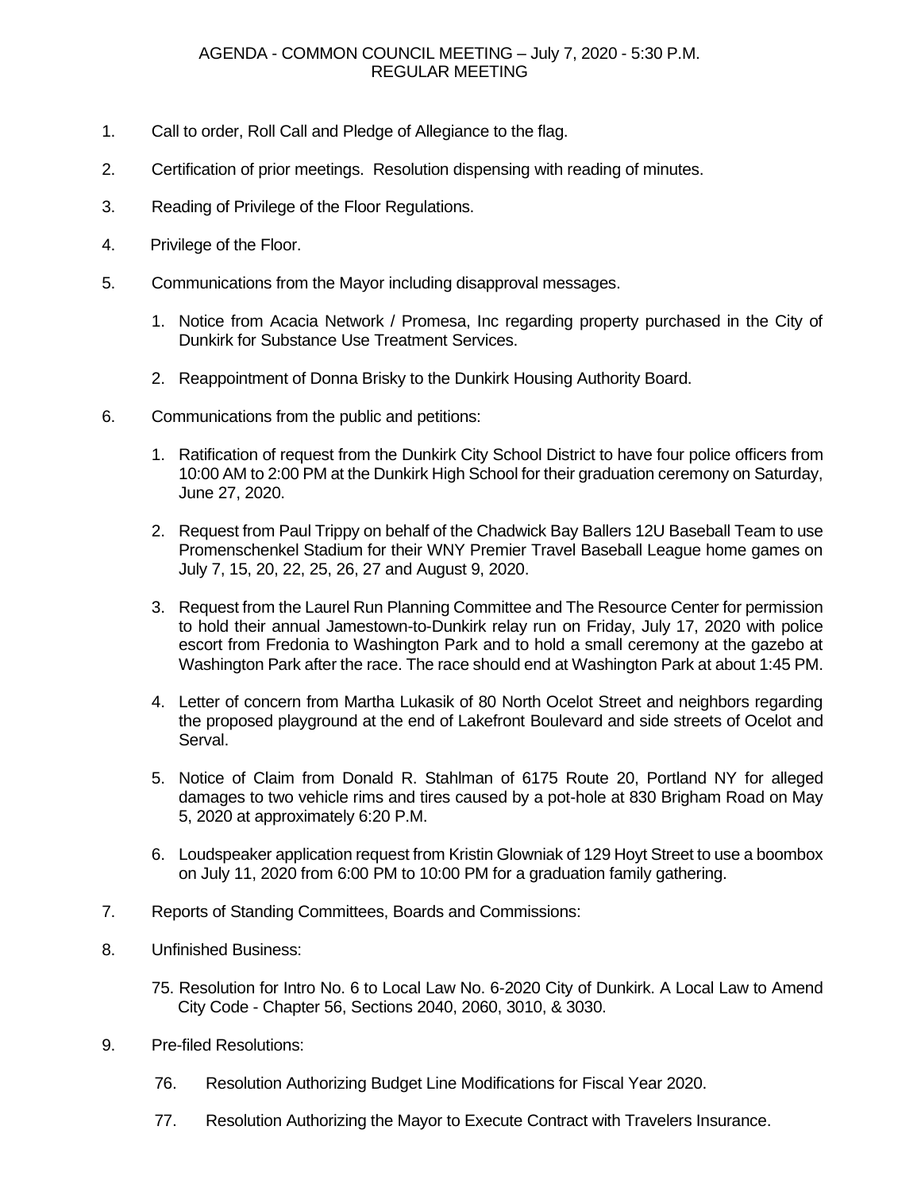# AGENDA - COMMON COUNCIL MEETING – July 7, 2020 - 5:30 P.M.
## REGULAR MEETING

1. Call to order, Roll Call and Pledge of Allegiance to the flag.

2. Certification of prior meetings. Resolution dispensing with reading of minutes.

3. Reading of Privilege of the Floor Regulations.

4. Privilege of the Floor.

5. Communications from the Mayor including disapproval messages.

   1. Notice from Acacia Network / Promesa, Inc regarding property purchased in the City of Dunkirk for Substance Use Treatment Services.

   2. Reappointment of Donna Brisky to the Dunkirk Housing Authority Board.

6. Communications from the public and petitions:

   1. Ratification of request from the Dunkirk City School District to have four police officers from 10:00 AM to 2:00 PM at the Dunkirk High School for their graduation ceremony on Saturday, June 27, 2020.

   2. Request from Paul Trippy on behalf of the Chadwick Bay Ballers 12U Baseball Team to use Promenschenkel Stadium for their WNY Premier Travel Baseball League home games on July 7, 15, 20, 22, 25, 26, 27 and August 9, 2020.

   3. Request from the Laurel Run Planning Committee and The Resource Center for permission to hold their annual Jamestown-to-Dunkirk relay run on Friday, July 17, 2020 with police escort from Fredonia to Washington Park and to hold a small ceremony at the gazebo at Washington Park after the race. The race should end at Washington Park at about 1:45 PM.

   4. Letter of concern from Martha Lukasik of 80 North Ocelot Street and neighbors regarding the proposed playground at the end of Lakefront Boulevard and side streets of Ocelot and Serval.

   5. Notice of Claim from Donald R. Stahlman of 6175 Route 20, Portland NY for alleged damages to two vehicle rims and tires caused by a pot-hole at 830 Brigham Road on May 5, 2020 at approximately 6:20 P.M.

   6. Loudspeaker application request from Kristin Glowniak of 129 Hoyt Street to use a boombox on July 11, 2020 from 6:00 PM to 10:00 PM for a graduation family gathering.

7. Reports of Standing Committees, Boards and Commissions:

8. Unfinished Business:

   75. Resolution for Intro No. 6 to Local Law No. 6-2020 City of Dunkirk. A Local Law to Amend City Code - Chapter 56, Sections 2040, 2060, 3010, & 3030.

9. Pre-filed Resolutions:

   76. Resolution Authorizing Budget Line Modifications for Fiscal Year 2020.

   77. Resolution Authorizing the Mayor to Execute Contract with Travelers Insurance.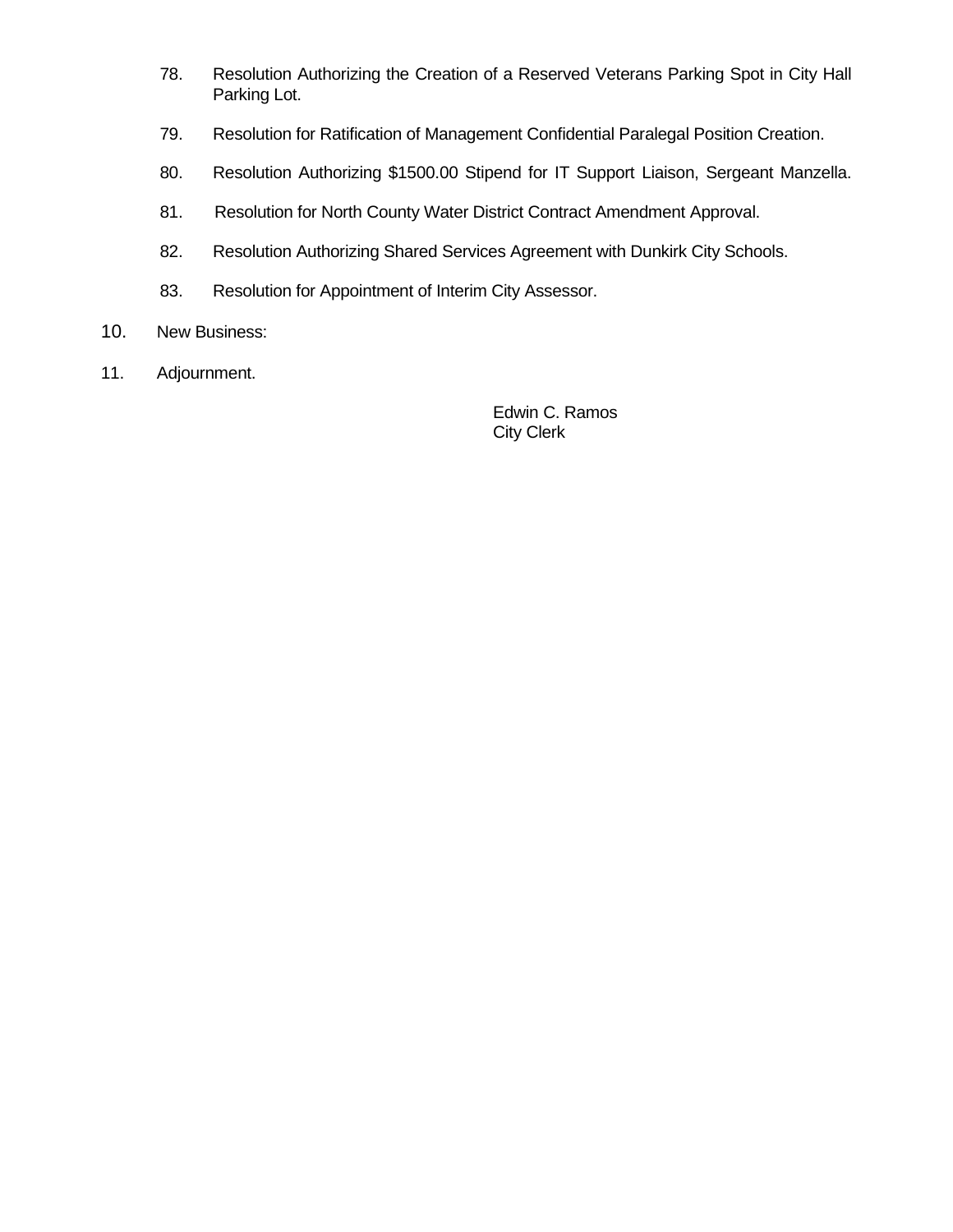78. Resolution Authorizing the Creation of a Reserved Veterans Parking Spot in City Hall Parking Lot.

79. Resolution for Ratification of Management Confidential Paralegal Position Creation.

80. Resolution Authorizing $1500.00 Stipend for IT Support Liaison, Sergeant Manzella.

81. Resolution for North County Water District Contract Amendment Approval.

82. Resolution Authorizing Shared Services Agreement with Dunkirk City Schools.

83. Resolution for Appointment of Interim City Assessor.

10. New Business:

11. Adjournment.

Edwin C. Ramos
City Clerk